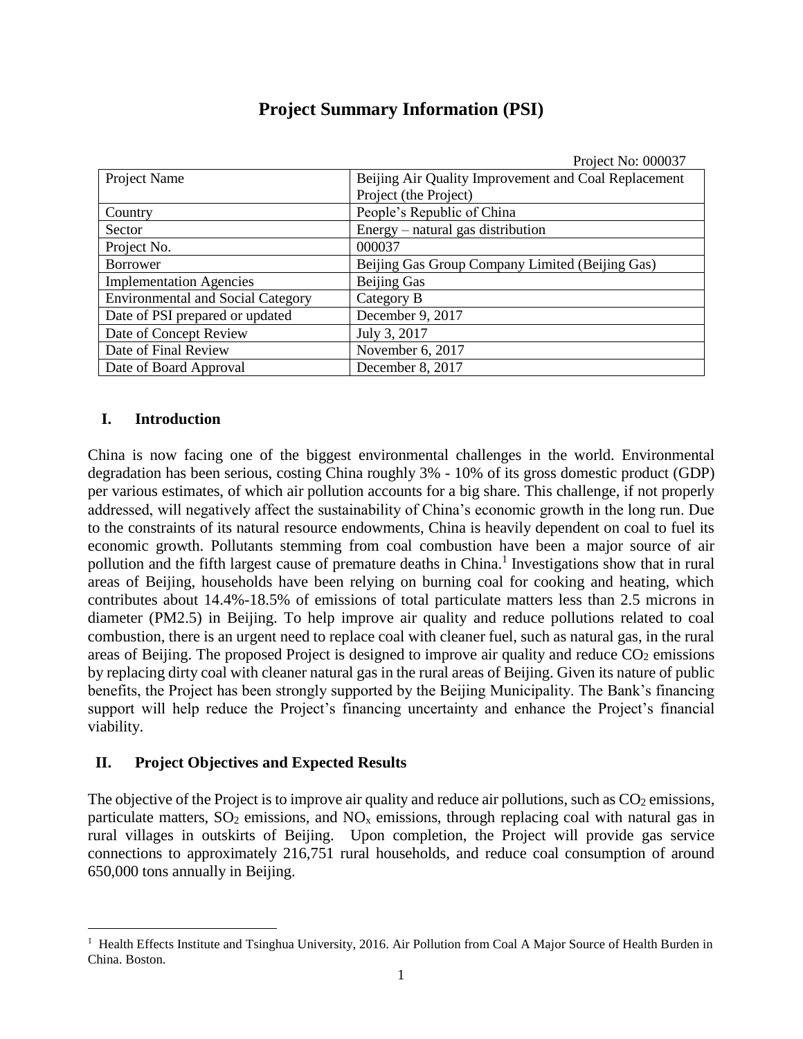# Project Summary Information (PSI)

Project No: 000037

| Project Name | Beijing Air Quality Improvement and Coal Replacement Project (the Project) |
|---|---|
| Country | People's Republic of China |
| Sector | Energy – natural gas distribution |
| Project No. | 000037 |
| Borrower | Beijing Gas Group Company Limited (Beijing Gas) |
| Implementation Agencies | Beijing Gas |
| Environmental and Social Category | Category B |
| Date of PSI prepared or updated | December 9, 2017 |
| Date of Concept Review | July 3, 2017 |
| Date of Final Review | November 6, 2017 |
| Date of Board Approval | December 8, 2017 |

## I. Introduction

China is now facing one of the biggest environmental challenges in the world. Environmental degradation has been serious, costing China roughly 3% - 10% of its gross domestic product (GDP) per various estimates, of which air pollution accounts for a big share. This challenge, if not properly addressed, will negatively affect the sustainability of China's economic growth in the long run. Due to the constraints of its natural resource endowments, China is heavily dependent on coal to fuel its economic growth. Pollutants stemming from coal combustion have been a major source of air pollution and the fifth largest cause of premature deaths in China.[1] Investigations show that in rural areas of Beijing, households have been relying on burning coal for cooking and heating, which contributes about 14.4%-18.5% of emissions of total particulate matters less than 2.5 microns in diameter (PM2.5) in Beijing. To help improve air quality and reduce pollutions related to coal combustion, there is an urgent need to replace coal with cleaner fuel, such as natural gas, in the rural areas of Beijing. The proposed Project is designed to improve air quality and reduce $CO_2$ emissions by replacing dirty coal with cleaner natural gas in the rural areas of Beijing. Given its nature of public benefits, the Project has been strongly supported by the Beijing Municipality. The Bank's financing support will help reduce the Project's financing uncertainty and enhance the Project's financial viability.

## II. Project Objectives and Expected Results

The objective of the Project is to improve air quality and reduce air pollutions, such as $CO_2$ emissions, particulate matters, $SO_2$ emissions, and $NO_x$ emissions, through replacing coal with natural gas in rural villages in outskirts of Beijing. Upon completion, the Project will provide gas service connections to approximately 216,751 rural households, and reduce coal consumption of around 650,000 tons annually in Beijing.

[1] Health Effects Institute and Tsinghua University, 2016. Air Pollution from Coal A Major Source of Health Burden in China. Boston.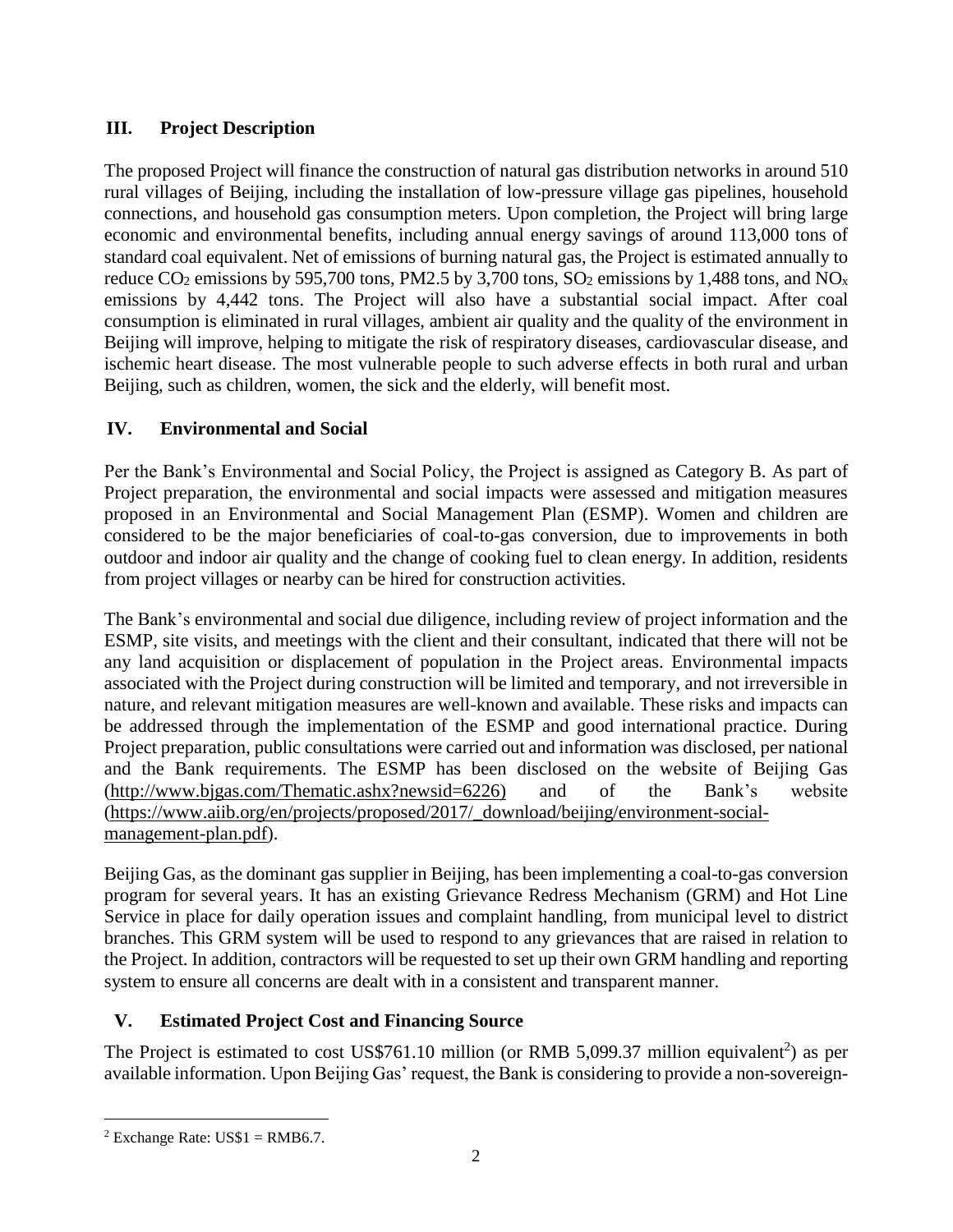## III. Project Description

The proposed Project will finance the construction of natural gas distribution networks in around 510 rural villages of Beijing, including the installation of low-pressure village gas pipelines, household connections, and household gas consumption meters. Upon completion, the Project will bring large economic and environmental benefits, including annual energy savings of around 113,000 tons of standard coal equivalent. Net of emissions of burning natural gas, the Project is estimated annually to reduce $CO_2$ emissions by 595,700 tons, PM2.5 by 3,700 tons, $SO_2$ emissions by 1,488 tons, and $NO_x$ emissions by 4,442 tons. The Project will also have a substantial social impact. After coal consumption is eliminated in rural villages, ambient air quality and the quality of the environment in Beijing will improve, helping to mitigate the risk of respiratory diseases, cardiovascular disease, and ischemic heart disease. The most vulnerable people to such adverse effects in both rural and urban Beijing, such as children, women, the sick and the elderly, will benefit most.

## IV. Environmental and Social

Per the Bank's Environmental and Social Policy, the Project is assigned as Category B. As part of Project preparation, the environmental and social impacts were assessed and mitigation measures proposed in an Environmental and Social Management Plan (ESMP). Women and children are considered to be the major beneficiaries of coal-to-gas conversion, due to improvements in both outdoor and indoor air quality and the change of cooking fuel to clean energy. In addition, residents from project villages or nearby can be hired for construction activities.

The Bank's environmental and social due diligence, including review of project information and the ESMP, site visits, and meetings with the client and their consultant, indicated that there will not be any land acquisition or displacement of population in the Project areas. Environmental impacts associated with the Project during construction will be limited and temporary, and not irreversible in nature, and relevant mitigation measures are well-known and available. These risks and impacts can be addressed through the implementation of the ESMP and good international practice. During Project preparation, public consultations were carried out and information was disclosed, per national and the Bank requirements. The ESMP has been disclosed on the website of Beijing Gas (http://www.bjgas.com/Thematic.ashx?newsid=6226) and of the Bank's website (https://www.aiib.org/en/projects/proposed/2017/_download/beijing/environment-social-management-plan.pdf).

Beijing Gas, as the dominant gas supplier in Beijing, has been implementing a coal-to-gas conversion program for several years. It has an existing Grievance Redress Mechanism (GRM) and Hot Line Service in place for daily operation issues and complaint handling, from municipal level to district branches. This GRM system will be used to respond to any grievances that are raised in relation to the Project. In addition, contractors will be requested to set up their own GRM handling and reporting system to ensure all concerns are dealt with in a consistent and transparent manner.

## V. Estimated Project Cost and Financing Source

The Project is estimated to cost US$761.10 million (or RMB 5,099.37 million equivalent[2]) as per available information. Upon Beijing Gas' request, the Bank is considering to provide a non-sovereign-

---

[2] Exchange Rate: US$1 = RMB6.7.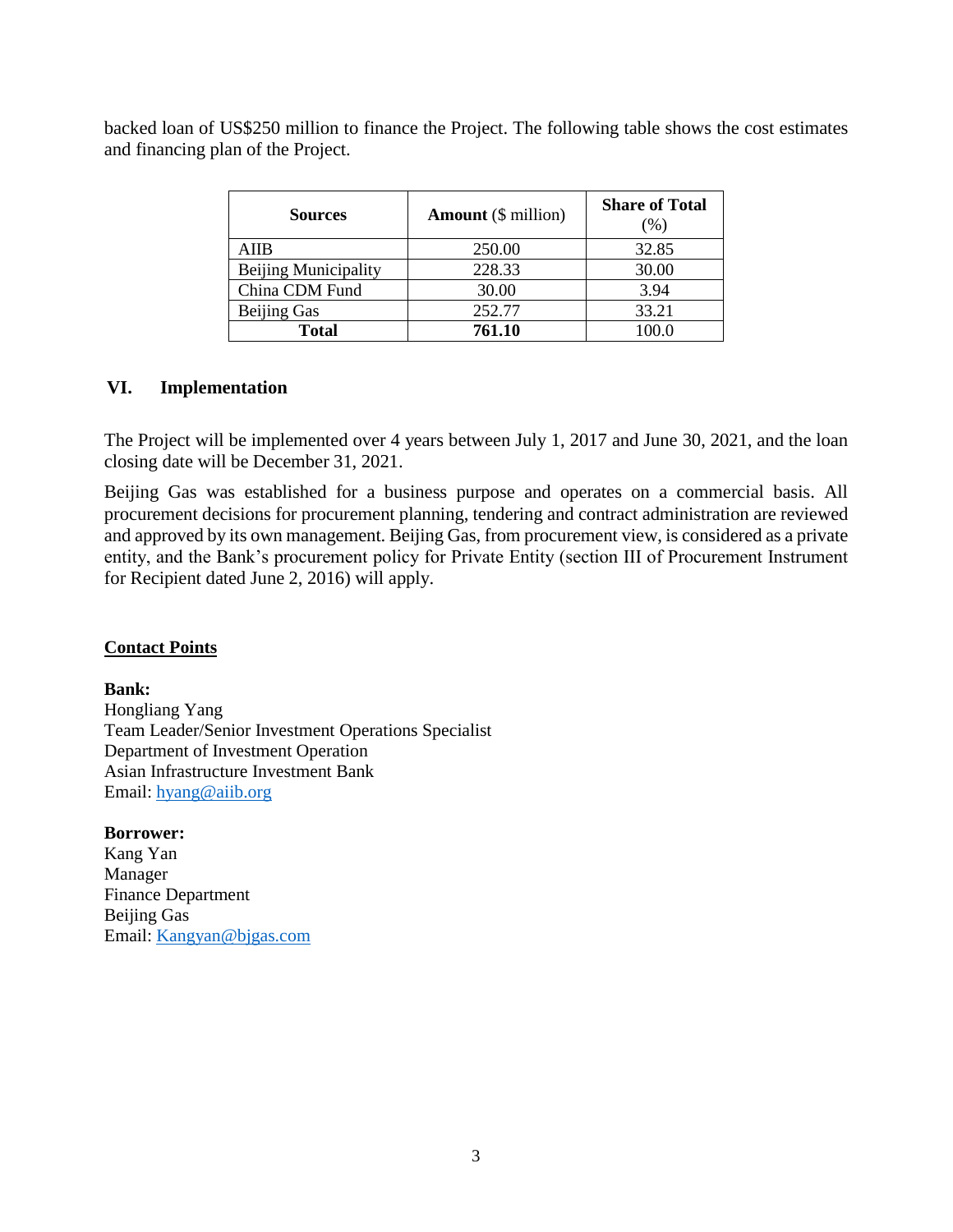backed loan of US$250 million to finance the Project. The following table shows the cost estimates and financing plan of the Project.

| **Sources** | **Amount** ($ million) | **Share of Total** (%) |
|---|---|---|
| AIIB | 250.00 | 32.85 |
| Beijing Municipality | 228.33 | 30.00 |
| China CDM Fund | 30.00 | 3.94 |
| Beijing Gas | 252.77 | 33.21 |
| **Total** | **761.10** | 100.0 |

## VI. Implementation

The Project will be implemented over 4 years between July 1, 2017 and June 30, 2021, and the loan closing date will be December 31, 2021.

Beijing Gas was established for a business purpose and operates on a commercial basis. All procurement decisions for procurement planning, tendering and contract administration are reviewed and approved by its own management. Beijing Gas, from procurement view, is considered as a private entity, and the Bank's procurement policy for Private Entity (section III of Procurement Instrument for Recipient dated June 2, 2016) will apply.

### Contact Points

**Bank:**
Hongliang Yang
Team Leader/Senior Investment Operations Specialist
Department of Investment Operation
Asian Infrastructure Investment Bank
Email: hyang@aiib.org

**Borrower:**
Kang Yan
Manager
Finance Department
Beijing Gas
Email: Kangyan@bjgas.com